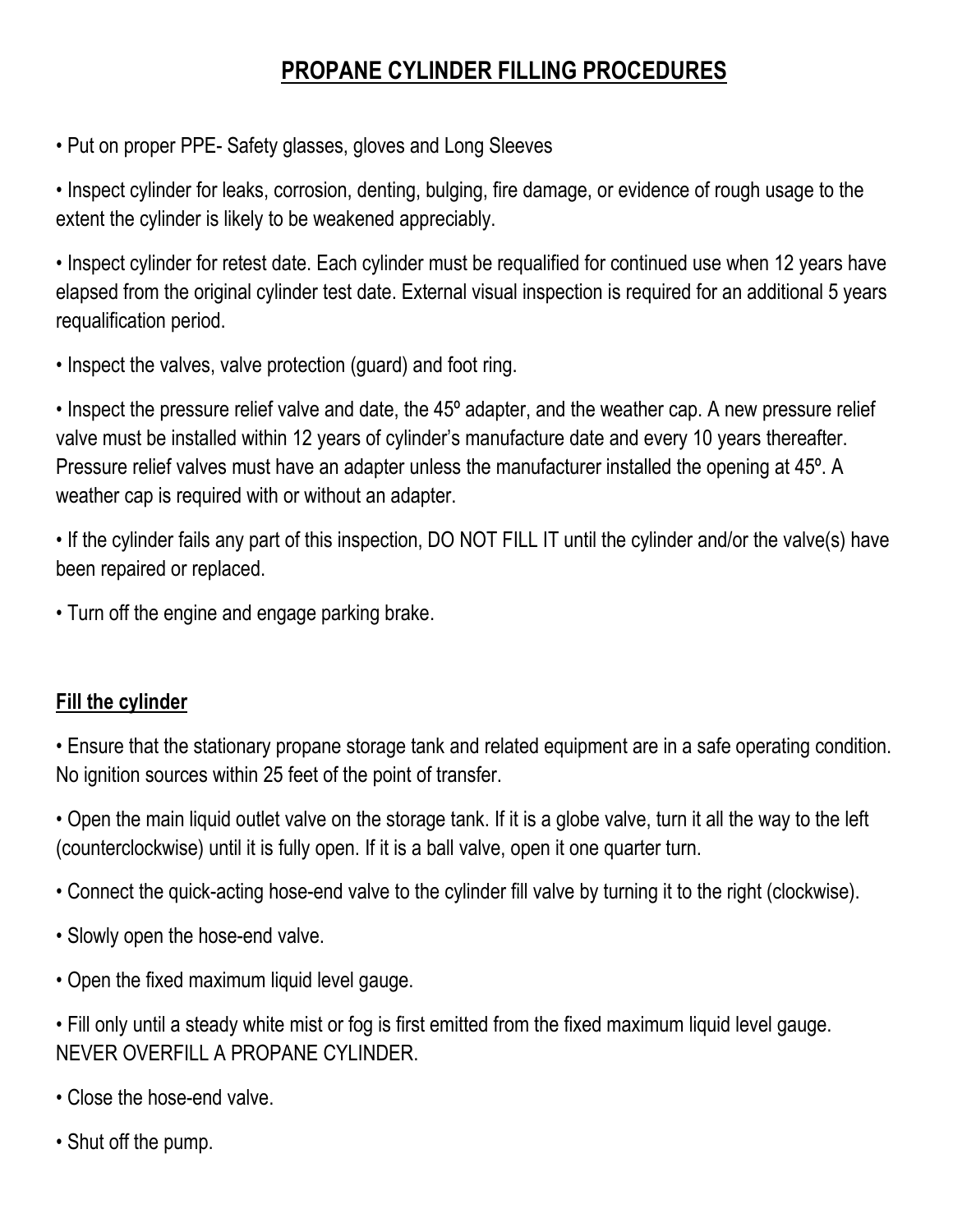# PROPANE CYLINDER FILLING PROCEDURES

- Put on proper PPE- Safety glasses, gloves and Long Sleeves
- Inspect cylinder for leaks, corrosion, denting, bulging, fire damage, or evidence of rough usage to the extent the cylinder is likely to be weakened appreciably.
- Inspect cylinder for retest date. Each cylinder must be requalified for continued use when 12 years have elapsed from the original cylinder test date. External visual inspection is required for an additional 5 years requalification period.
- Inspect the valves, valve protection (guard) and foot ring.
- Inspect the pressure relief valve and date, the 45º adapter, and the weather cap. A new pressure relief valve must be installed within 12 years of cylinder's manufacture date and every 10 years thereafter. Pressure relief valves must have an adapter unless the manufacturer installed the opening at 45º. A weather cap is required with or without an adapter.
- If the cylinder fails any part of this inspection, DO NOT FILL IT until the cylinder and/or the valve(s) have been repaired or replaced.
- Turn off the engine and engage parking brake.

## Fill the cylinder

- Ensure that the stationary propane storage tank and related equipment are in a safe operating condition. No ignition sources within 25 feet of the point of transfer.
- Open the main liquid outlet valve on the storage tank. If it is a globe valve, turn it all the way to the left (counterclockwise) until it is fully open. If it is a ball valve, open it one quarter turn.
- Connect the quick-acting hose-end valve to the cylinder fill valve by turning it to the right (clockwise).
- Slowly open the hose-end valve.
- Open the fixed maximum liquid level gauge.
- Fill only until a steady white mist or fog is first emitted from the fixed maximum liquid level gauge. NEVER OVERFILL A PROPANE CYLINDER.
- Close the hose-end valve.
- Shut off the pump.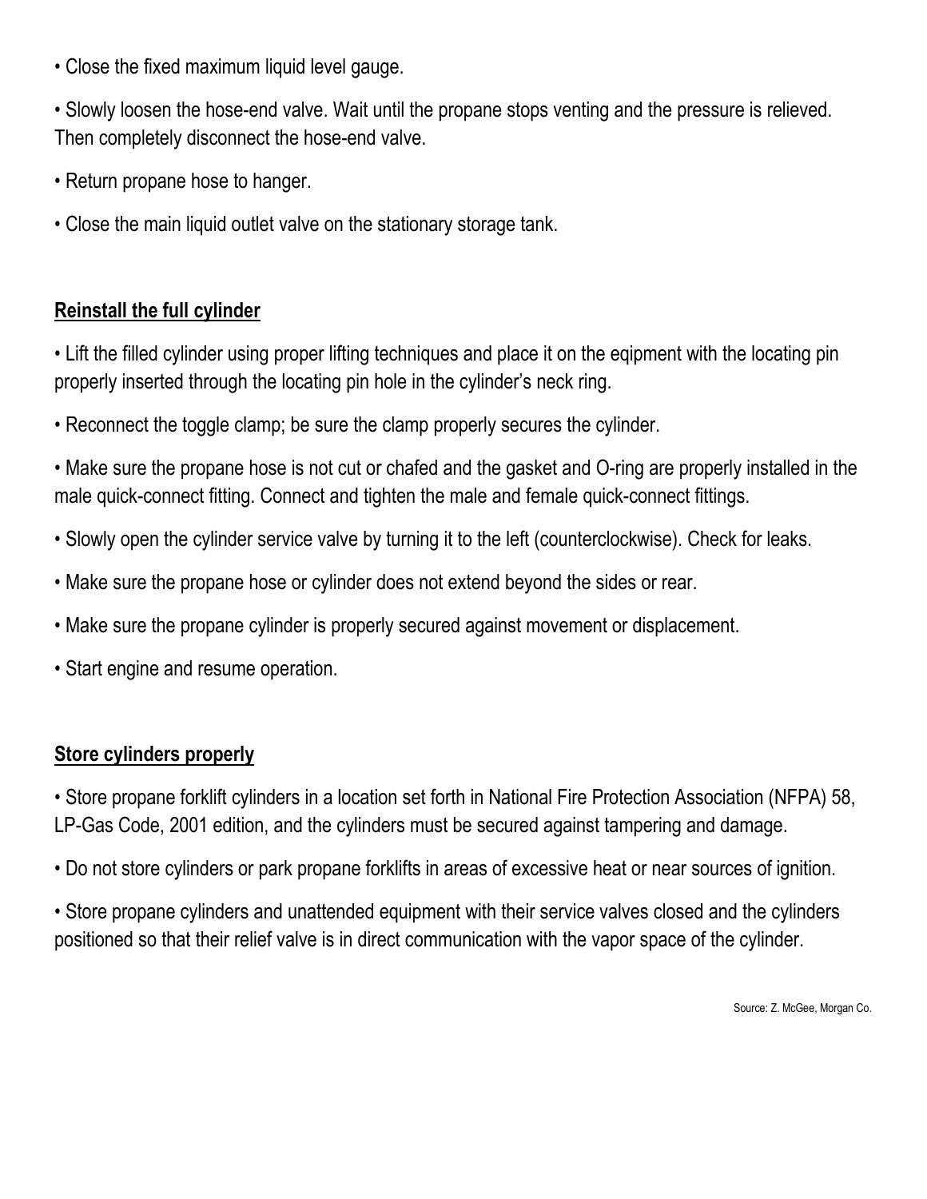- Close the fixed maximum liquid level gauge.
- Slowly loosen the hose-end valve. Wait until the propane stops venting and the pressure is relieved. Then completely disconnect the hose-end valve.
- Return propane hose to hanger.
- Close the main liquid outlet valve on the stationary storage tank.

## Reinstall the full cylinder

- Lift the filled cylinder using proper lifting techniques and place it on the eqipment with the locating pin properly inserted through the locating pin hole in the cylinder's neck ring.
- Reconnect the toggle clamp; be sure the clamp properly secures the cylinder.
- Make sure the propane hose is not cut or chafed and the gasket and O-ring are properly installed in the male quick-connect fitting. Connect and tighten the male and female quick-connect fittings.
- Slowly open the cylinder service valve by turning it to the left (counterclockwise). Check for leaks.
- Make sure the propane hose or cylinder does not extend beyond the sides or rear.
- Make sure the propane cylinder is properly secured against movement or displacement.
- Start engine and resume operation.

## Store cylinders properly

- Store propane forklift cylinders in a location set forth in National Fire Protection Association (NFPA) 58, LP-Gas Code, 2001 edition, and the cylinders must be secured against tampering and damage.
- Do not store cylinders or park propane forklifts in areas of excessive heat or near sources of ignition.
- Store propane cylinders and unattended equipment with their service valves closed and the cylinders positioned so that their relief valve is in direct communication with the vapor space of the cylinder.

Source: Z. McGee, Morgan Co.